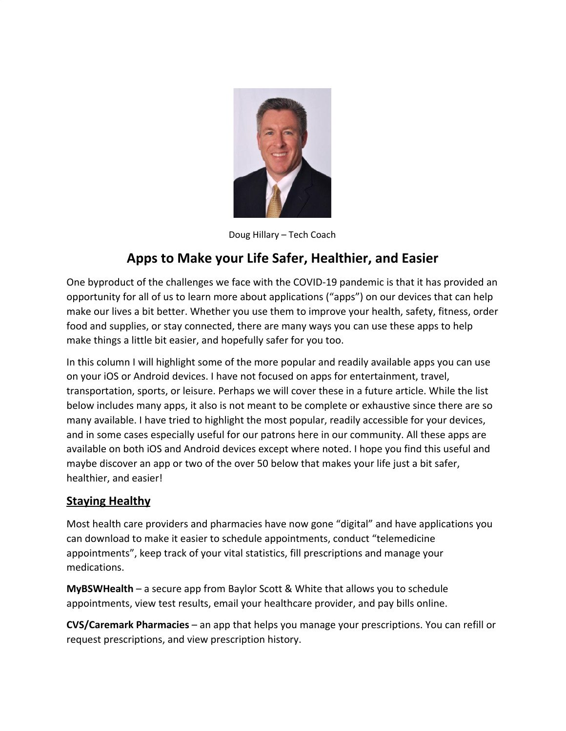Doug Hillary – Tech Coach

# Apps to Make your Life Safer, Healthier, and Easier

One byproduct of the challenges we face with the COVID-19 pandemic is that it has provided an opportunity for all of us to learn more about applications ("apps") on our devices that can help make our lives a bit better. Whether you use them to improve your health, safety, fitness, order food and supplies, or stay connected, there are many ways you can use these apps to help make things a little bit easier, and hopefully safer for you too.

In this column I will highlight some of the more popular and readily available apps you can use on your iOS or Android devices. I have not focused on apps for entertainment, travel, transportation, sports, or leisure. Perhaps we will cover these in a future article. While the list below includes many apps, it also is not meant to be complete or exhaustive since there are so many available. I have tried to highlight the most popular, readily accessible for your devices, and in some cases especially useful for our patrons here in our community. All these apps are available on both iOS and Android devices except where noted. I hope you find this useful and maybe discover an app or two of the over 50 below that makes your life just a bit safer, healthier, and easier!

## Staying Healthy

Most health care providers and pharmacies have now gone "digital" and have applications you can download to make it easier to schedule appointments, conduct "telemedicine appointments", keep track of your vital statistics, fill prescriptions and manage your medications.

**MyBSWHealth** – a secure app from Baylor Scott & White that allows you to schedule appointments, view test results, email your healthcare provider, and pay bills online.

**CVS/Caremark Pharmacies** – an app that helps you manage your prescriptions. You can refill or request prescriptions, and view prescription history.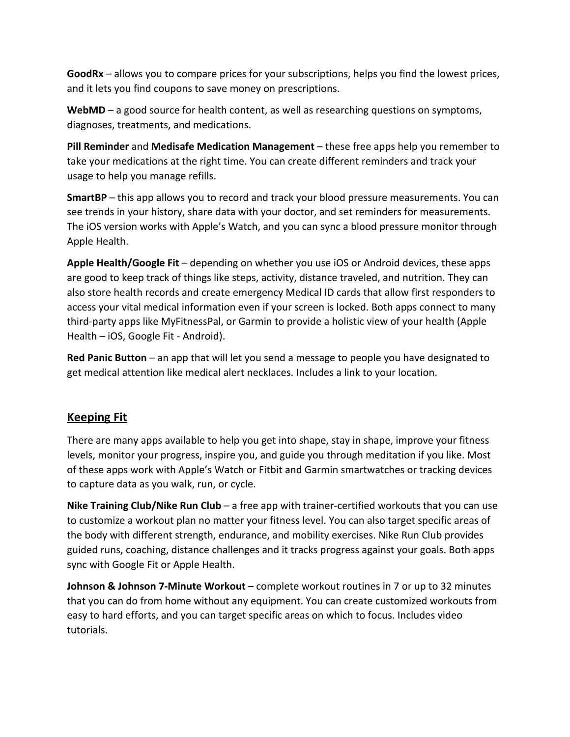**GoodRx** – allows you to compare prices for your subscriptions, helps you find the lowest prices, and it lets you find coupons to save money on prescriptions.

**WebMD** – a good source for health content, as well as researching questions on symptoms, diagnoses, treatments, and medications.

**Pill Reminder** and **Medisafe Medication Management** – these free apps help you remember to take your medications at the right time. You can create different reminders and track your usage to help you manage refills.

**SmartBP** – this app allows you to record and track your blood pressure measurements. You can see trends in your history, share data with your doctor, and set reminders for measurements. The iOS version works with Apple's Watch, and you can sync a blood pressure monitor through Apple Health.

**Apple Health/Google Fit** – depending on whether you use iOS or Android devices, these apps are good to keep track of things like steps, activity, distance traveled, and nutrition. They can also store health records and create emergency Medical ID cards that allow first responders to access your vital medical information even if your screen is locked. Both apps connect to many third-party apps like MyFitnessPal, or Garmin to provide a holistic view of your health (Apple Health – iOS, Google Fit - Android).

**Red Panic Button** – an app that will let you send a message to people you have designated to get medical attention like medical alert necklaces. Includes a link to your location.

## Keeping Fit

There are many apps available to help you get into shape, stay in shape, improve your fitness levels, monitor your progress, inspire you, and guide you through meditation if you like. Most of these apps work with Apple's Watch or Fitbit and Garmin smartwatches or tracking devices to capture data as you walk, run, or cycle.

**Nike Training Club/Nike Run Club** – a free app with trainer-certified workouts that you can use to customize a workout plan no matter your fitness level. You can also target specific areas of the body with different strength, endurance, and mobility exercises. Nike Run Club provides guided runs, coaching, distance challenges and it tracks progress against your goals. Both apps sync with Google Fit or Apple Health.

**Johnson & Johnson 7-Minute Workout** – complete workout routines in 7 or up to 32 minutes that you can do from home without any equipment. You can create customized workouts from easy to hard efforts, and you can target specific areas on which to focus. Includes video tutorials.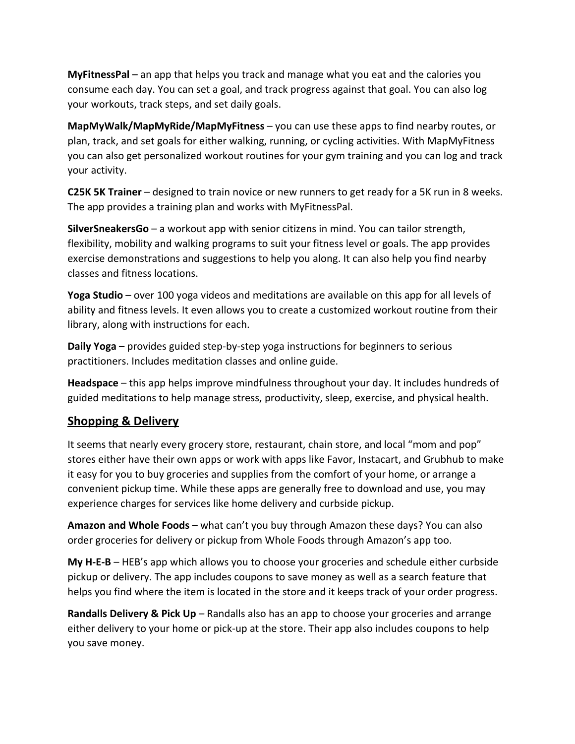**MyFitnessPal** – an app that helps you track and manage what you eat and the calories you consume each day. You can set a goal, and track progress against that goal. You can also log your workouts, track steps, and set daily goals.

**MapMyWalk/MapMyRide/MapMyFitness** – you can use these apps to find nearby routes, or plan, track, and set goals for either walking, running, or cycling activities. With MapMyFitness you can also get personalized workout routines for your gym training and you can log and track your activity.

**C25K 5K Trainer** – designed to train novice or new runners to get ready for a 5K run in 8 weeks. The app provides a training plan and works with MyFitnessPal.

**SilverSneakersGo** – a workout app with senior citizens in mind. You can tailor strength, flexibility, mobility and walking programs to suit your fitness level or goals. The app provides exercise demonstrations and suggestions to help you along. It can also help you find nearby classes and fitness locations.

**Yoga Studio** – over 100 yoga videos and meditations are available on this app for all levels of ability and fitness levels. It even allows you to create a customized workout routine from their library, along with instructions for each.

**Daily Yoga** – provides guided step-by-step yoga instructions for beginners to serious practitioners. Includes meditation classes and online guide.

**Headspace** – this app helps improve mindfulness throughout your day. It includes hundreds of guided meditations to help manage stress, productivity, sleep, exercise, and physical health.

## Shopping & Delivery

It seems that nearly every grocery store, restaurant, chain store, and local "mom and pop" stores either have their own apps or work with apps like Favor, Instacart, and Grubhub to make it easy for you to buy groceries and supplies from the comfort of your home, or arrange a convenient pickup time. While these apps are generally free to download and use, you may experience charges for services like home delivery and curbside pickup.

**Amazon and Whole Foods** – what can't you buy through Amazon these days? You can also order groceries for delivery or pickup from Whole Foods through Amazon's app too.

**My H-E-B** – HEB's app which allows you to choose your groceries and schedule either curbside pickup or delivery. The app includes coupons to save money as well as a search feature that helps you find where the item is located in the store and it keeps track of your order progress.

**Randalls Delivery & Pick Up** – Randalls also has an app to choose your groceries and arrange either delivery to your home or pick-up at the store. Their app also includes coupons to help you save money.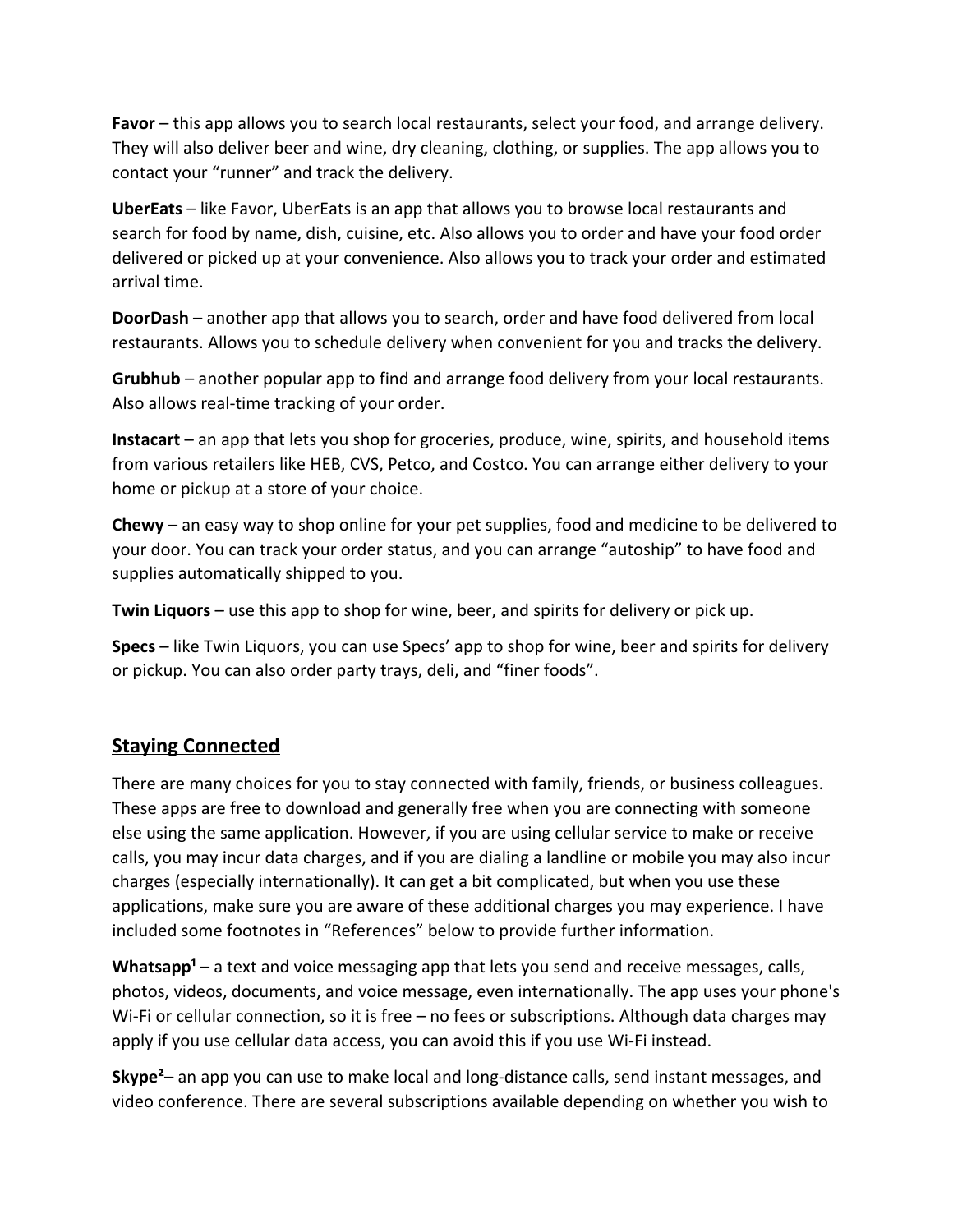**Favor** – this app allows you to search local restaurants, select your food, and arrange delivery. They will also deliver beer and wine, dry cleaning, clothing, or supplies. The app allows you to contact your “runner” and track the delivery.

**UberEats** – like Favor, UberEats is an app that allows you to browse local restaurants and search for food by name, dish, cuisine, etc. Also allows you to order and have your food order delivered or picked up at your convenience. Also allows you to track your order and estimated arrival time.

**DoorDash** – another app that allows you to search, order and have food delivered from local restaurants. Allows you to schedule delivery when convenient for you and tracks the delivery.

**Grubhub** – another popular app to find and arrange food delivery from your local restaurants. Also allows real-time tracking of your order.

**Instacart** – an app that lets you shop for groceries, produce, wine, spirits, and household items from various retailers like HEB, CVS, Petco, and Costco. You can arrange either delivery to your home or pickup at a store of your choice.

**Chewy** – an easy way to shop online for your pet supplies, food and medicine to be delivered to your door. You can track your order status, and you can arrange “autoship” to have food and supplies automatically shipped to you.

**Twin Liquors** – use this app to shop for wine, beer, and spirits for delivery or pick up.

**Specs** – like Twin Liquors, you can use Specs’ app to shop for wine, beer and spirits for delivery or pickup. You can also order party trays, deli, and “finer foods”.

## Staying Connected

There are many choices for you to stay connected with family, friends, or business colleagues. These apps are free to download and generally free when you are connecting with someone else using the same application. However, if you are using cellular service to make or receive calls, you may incur data charges, and if you are dialing a landline or mobile you may also incur charges (especially internationally). It can get a bit complicated, but when you use these applications, make sure you are aware of these additional charges you may experience. I have included some footnotes in “References” below to provide further information.

**Whatsapp**[1] – a text and voice messaging app that lets you send and receive messages, calls, photos, videos, documents, and voice message, even internationally. The app uses your phone's Wi-Fi or cellular connection, so it is free – no fees or subscriptions. Although data charges may apply if you use cellular data access, you can avoid this if you use Wi-Fi instead.

**Skype**[2]– an app you can use to make local and long-distance calls, send instant messages, and video conference. There are several subscriptions available depending on whether you wish to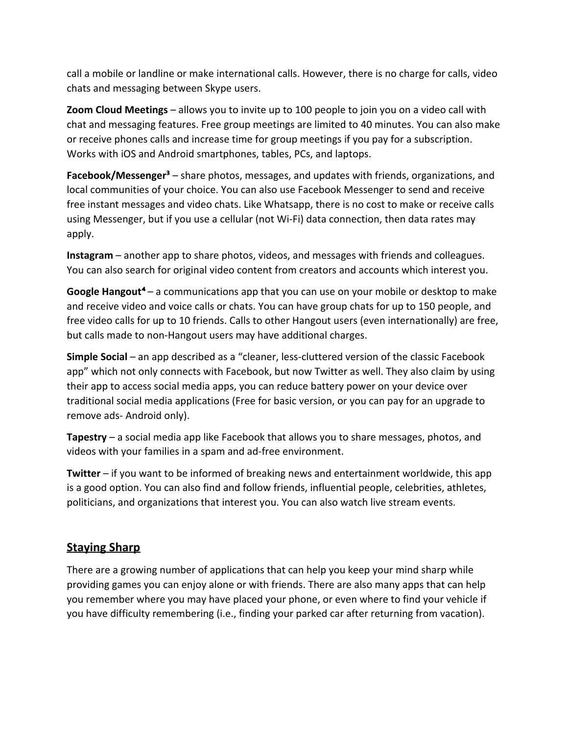call a mobile or landline or make international calls. However, there is no charge for calls, video chats and messaging between Skype users.

**Zoom Cloud Meetings** – allows you to invite up to 100 people to join you on a video call with chat and messaging features. Free group meetings are limited to 40 minutes. You can also make or receive phones calls and increase time for group meetings if you pay for a subscription. Works with iOS and Android smartphones, tables, PCs, and laptops.

**Facebook/Messenger[3]** – share photos, messages, and updates with friends, organizations, and local communities of your choice. You can also use Facebook Messenger to send and receive free instant messages and video chats. Like Whatsapp, there is no cost to make or receive calls using Messenger, but if you use a cellular (not Wi-Fi) data connection, then data rates may apply.

**Instagram** – another app to share photos, videos, and messages with friends and colleagues. You can also search for original video content from creators and accounts which interest you.

**Google Hangout[4]** – a communications app that you can use on your mobile or desktop to make and receive video and voice calls or chats. You can have group chats for up to 150 people, and free video calls for up to 10 friends. Calls to other Hangout users (even internationally) are free, but calls made to non-Hangout users may have additional charges.

**Simple Social** – an app described as a "cleaner, less-cluttered version of the classic Facebook app" which not only connects with Facebook, but now Twitter as well. They also claim by using their app to access social media apps, you can reduce battery power on your device over traditional social media applications (Free for basic version, or you can pay for an upgrade to remove ads- Android only).

**Tapestry** – a social media app like Facebook that allows you to share messages, photos, and videos with your families in a spam and ad-free environment.

**Twitter** – if you want to be informed of breaking news and entertainment worldwide, this app is a good option. You can also find and follow friends, influential people, celebrities, athletes, politicians, and organizations that interest you. You can also watch live stream events.

## Staying Sharp

There are a growing number of applications that can help you keep your mind sharp while providing games you can enjoy alone or with friends. There are also many apps that can help you remember where you may have placed your phone, or even where to find your vehicle if you have difficulty remembering (i.e., finding your parked car after returning from vacation).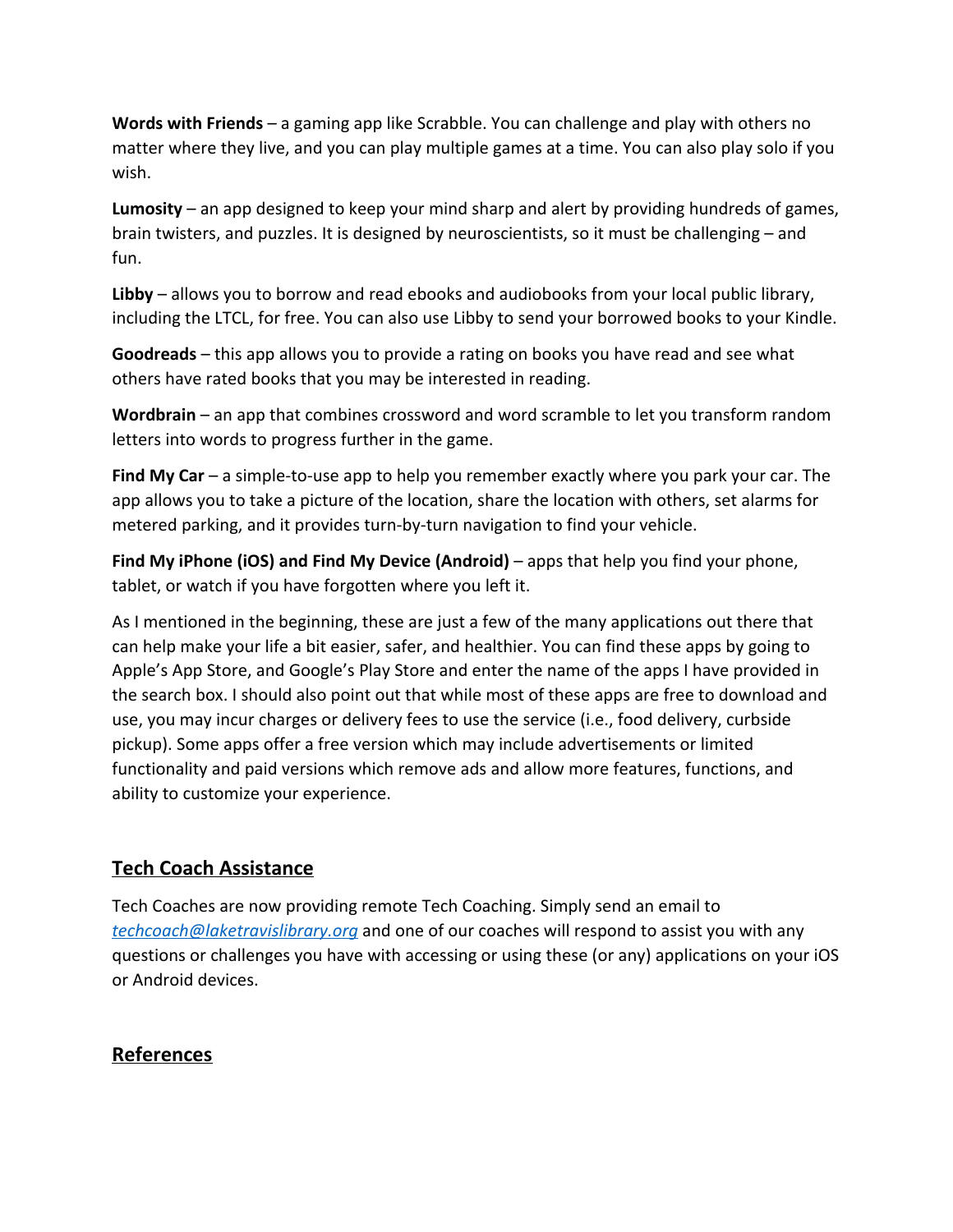**Words with Friends** – a gaming app like Scrabble. You can challenge and play with others no matter where they live, and you can play multiple games at a time. You can also play solo if you wish.

**Lumosity** – an app designed to keep your mind sharp and alert by providing hundreds of games, brain twisters, and puzzles. It is designed by neuroscientists, so it must be challenging – and fun.

**Libby** – allows you to borrow and read ebooks and audiobooks from your local public library, including the LTCL, for free. You can also use Libby to send your borrowed books to your Kindle.

**Goodreads** – this app allows you to provide a rating on books you have read and see what others have rated books that you may be interested in reading.

**Wordbrain** – an app that combines crossword and word scramble to let you transform random letters into words to progress further in the game.

**Find My Car** – a simple-to-use app to help you remember exactly where you park your car. The app allows you to take a picture of the location, share the location with others, set alarms for metered parking, and it provides turn-by-turn navigation to find your vehicle.

**Find My iPhone (iOS) and Find My Device (Android)** – apps that help you find your phone, tablet, or watch if you have forgotten where you left it.

As I mentioned in the beginning, these are just a few of the many applications out there that can help make your life a bit easier, safer, and healthier. You can find these apps by going to Apple's App Store, and Google's Play Store and enter the name of the apps I have provided in the search box. I should also point out that while most of these apps are free to download and use, you may incur charges or delivery fees to use the service (i.e., food delivery, curbside pickup). Some apps offer a free version which may include advertisements or limited functionality and paid versions which remove ads and allow more features, functions, and ability to customize your experience.

## Tech Coach Assistance

Tech Coaches are now providing remote Tech Coaching. Simply send an email to *techcoach@laketravislibrary.org* and one of our coaches will respond to assist you with any questions or challenges you have with accessing or using these (or any) applications on your iOS or Android devices.

## References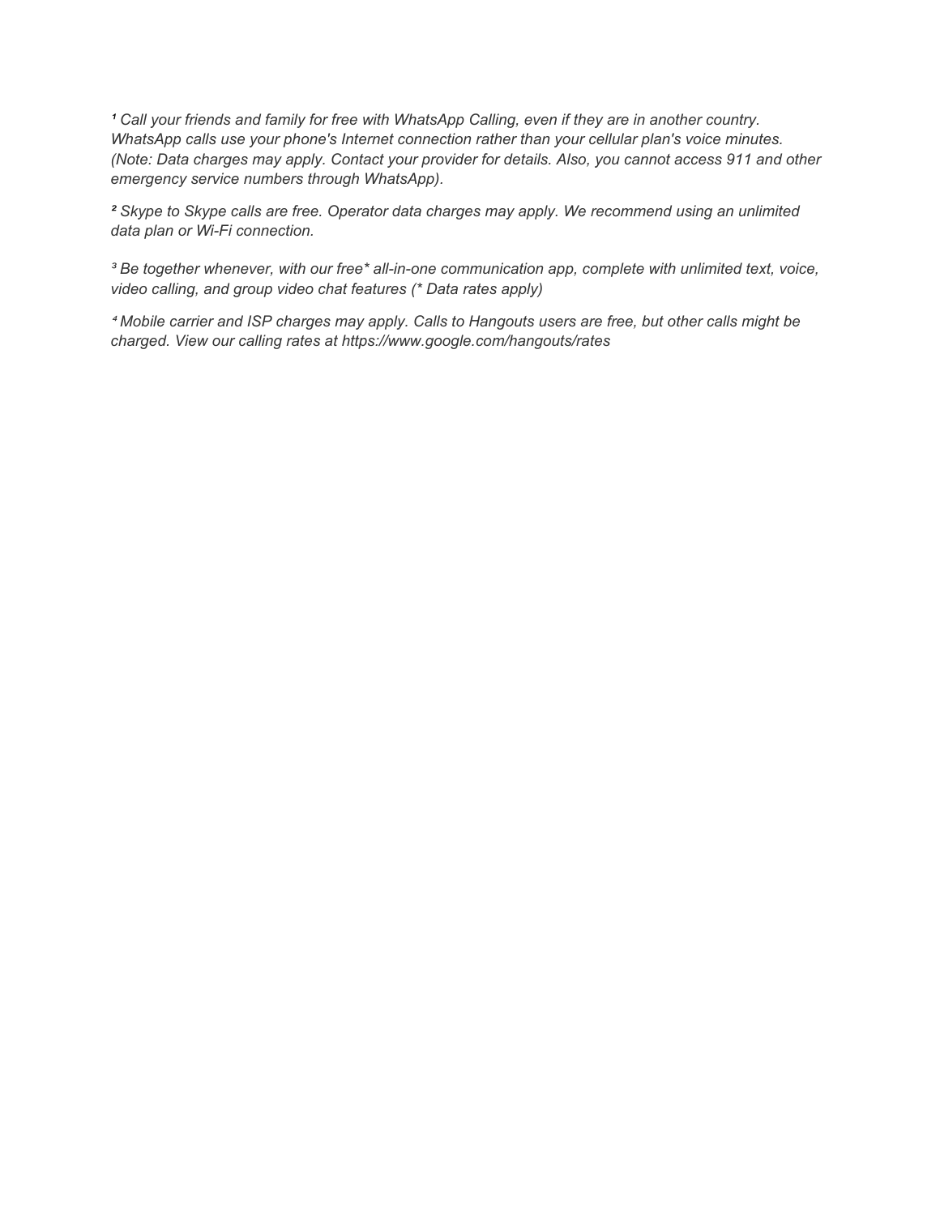*[1] Call your friends and family for free with WhatsApp Calling, even if they are in another country. WhatsApp calls use your phone's Internet connection rather than your cellular plan's voice minutes. (Note: Data charges may apply. Contact your provider for details. Also, you cannot access 911 and other emergency service numbers through WhatsApp).*

*[2] Skype to Skype calls are free. Operator data charges may apply. We recommend using an unlimited data plan or Wi-Fi connection.*

*[3] Be together whenever, with our free* all-in-one communication app, complete with unlimited text, voice, video calling, and group video chat features (* Data rates apply)*

*[4] Mobile carrier and ISP charges may apply. Calls to Hangouts users are free, but other calls might be charged. View our calling rates at https://www.google.com/hangouts/rates*